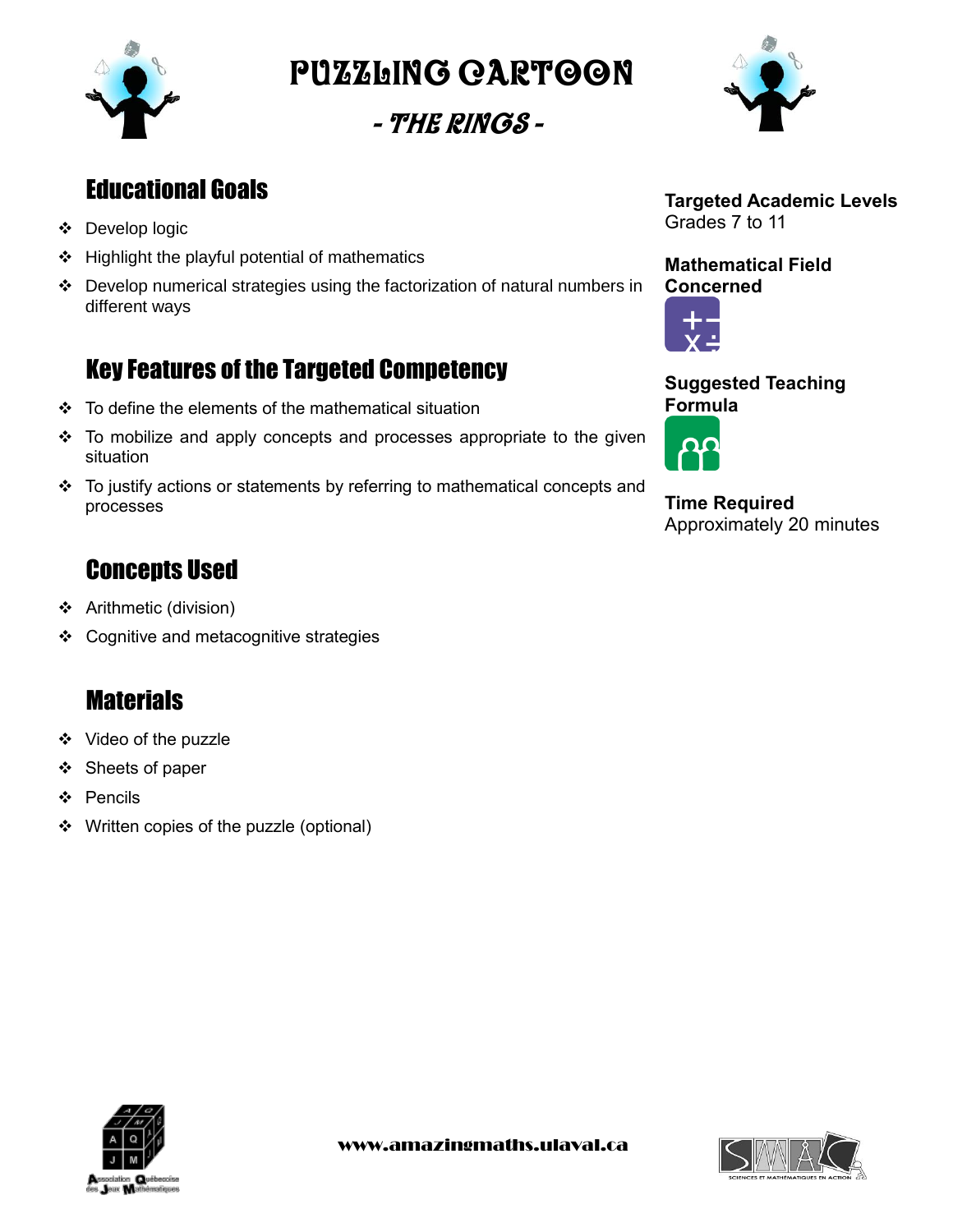# PUZZLING CARTOON

## - THE RINGS -

## Educational Goals

- Develop logic
- Highlight the playful potential of mathematics
- Develop numerical strategies using the factorization of natural numbers in different ways

## Key Features of the Targeted Competency

- To define the elements of the mathematical situation
- To mobilize and apply concepts and processes appropriate to the given situation
- To justify actions or statements by referring to mathematical concepts and processes

## Concepts Used

- Arithmetic (division)
- Cognitive and metacognitive strategies

## Materials

- Video of the puzzle
- Sheets of paper
- Pencils
- Written copies of the puzzle (optional)

**Targeted Academic Levels**
Grades 7 to 11

**Mathematical Field Concerned**

**Suggested Teaching Formula**

**Time Required**
Approximately 20 minutes

www.amazingmaths.ulaval.ca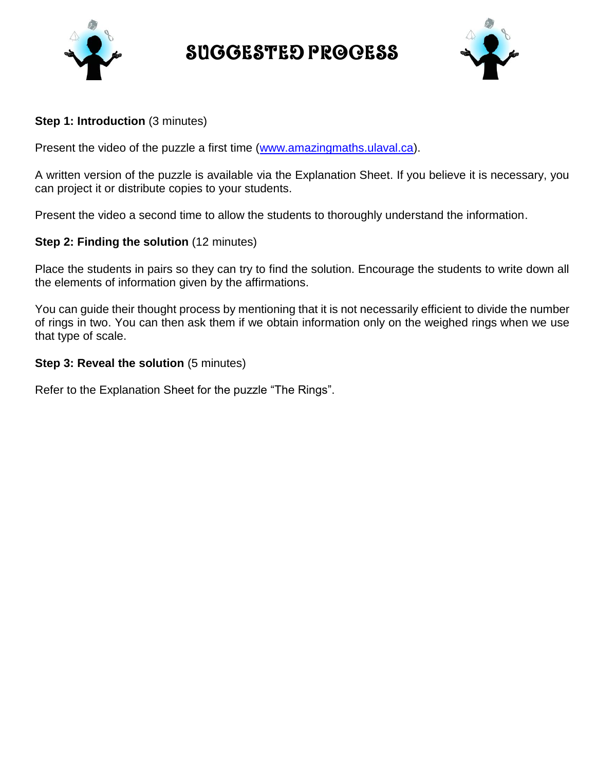# SUGGESTED PROCESS

**Step 1: Introduction** (3 minutes)

Present the video of the puzzle a first time (www.amazingmaths.ulaval.ca).

A written version of the puzzle is available via the Explanation Sheet. If you believe it is necessary, you can project it or distribute copies to your students.

Present the video a second time to allow the students to thoroughly understand the information.

**Step 2: Finding the solution** (12 minutes)

Place the students in pairs so they can try to find the solution. Encourage the students to write down all the elements of information given by the affirmations.

You can guide their thought process by mentioning that it is not necessarily efficient to divide the number of rings in two. You can then ask them if we obtain information only on the weighed rings when we use that type of scale.

**Step 3: Reveal the solution** (5 minutes)

Refer to the Explanation Sheet for the puzzle "The Rings".